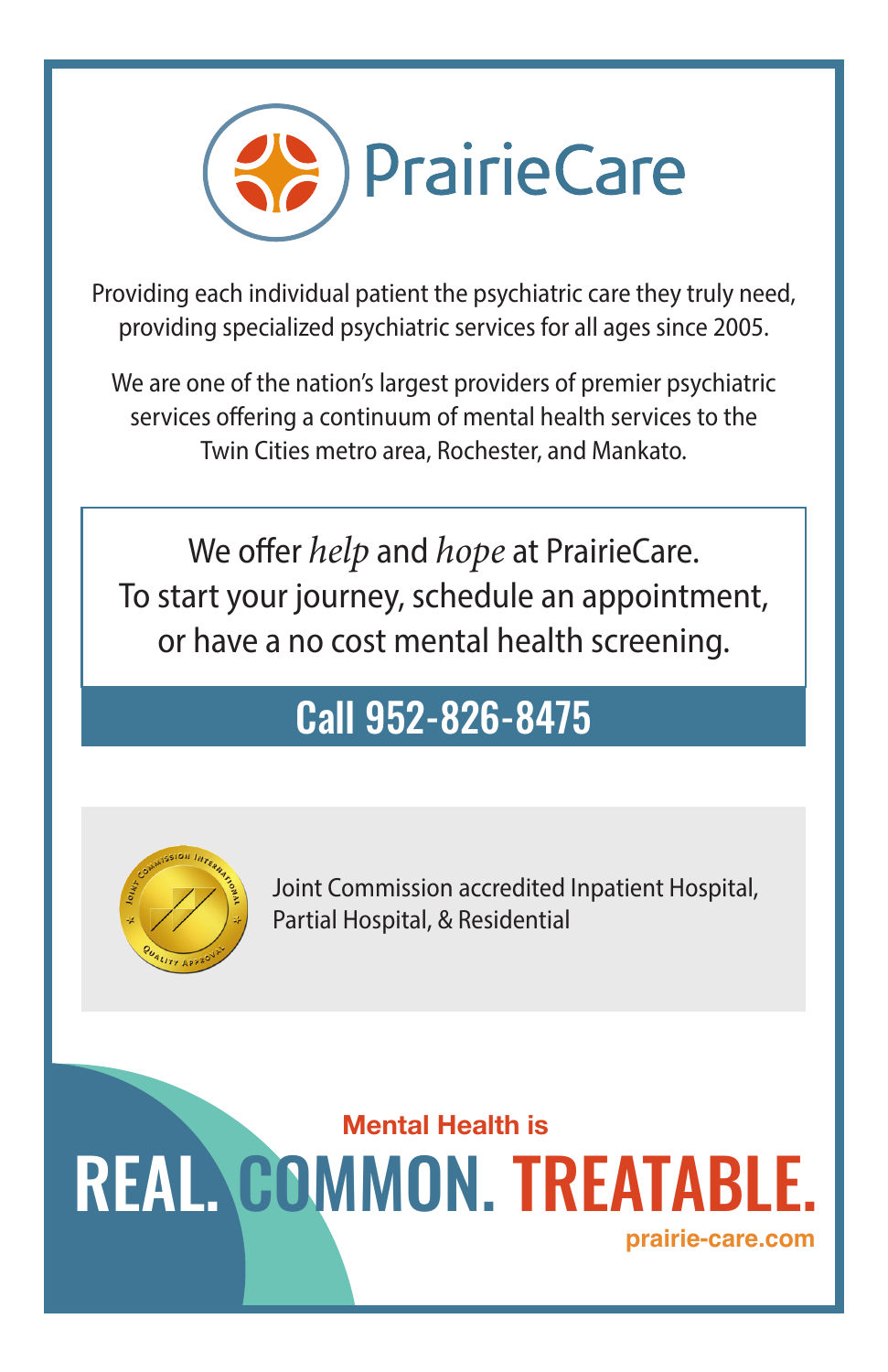# PrairieCare

Providing each individual patient the psychiatric care they truly need, providing specialized psychiatric services for all ages since 2005.

We are one of the nation's largest providers of premier psychiatric services offering a continuum of mental health services to the Twin Cities metro area, Rochester, and Mankato.

We offer *help* and *hope* at PrairieCare.
To start your journey, schedule an appointment, or have a no cost mental health screening.

## Call 952-826-8475

Joint Commission accredited Inpatient Hospital, Partial Hospital, & Residential

**Mental Health is**

# REAL. COMMON. TREATABLE.

**prairie-care.com**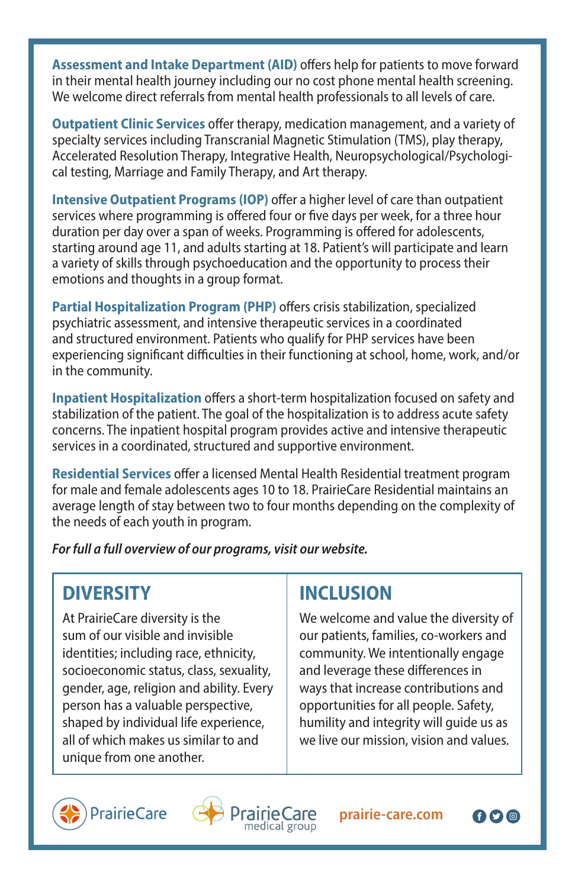**Assessment and Intake Department (AID)** offers help for patients to move forward in their mental health journey including our no cost phone mental health screening. We welcome direct referrals from mental health professionals to all levels of care.

**Outpatient Clinic Services** offer therapy, medication management, and a variety of specialty services including Transcranial Magnetic Stimulation (TMS), play therapy, Accelerated Resolution Therapy, Integrative Health, Neuropsychological/Psychological testing, Marriage and Family Therapy, and Art therapy.

**Intensive Outpatient Programs (IOP)** offer a higher level of care than outpatient services where programming is offered four or five days per week, for a three hour duration per day over a span of weeks. Programming is offered for adolescents, starting around age 11, and adults starting at 18. Patient's will participate and learn a variety of skills through psychoeducation and the opportunity to process their emotions and thoughts in a group format.

**Partial Hospitalization Program (PHP)** offers crisis stabilization, specialized psychiatric assessment, and intensive therapeutic services in a coordinated and structured environment. Patients who qualify for PHP services have been experiencing significant difficulties in their functioning at school, home, work, and/or in the community.

**Inpatient Hospitalization** offers a short-term hospitalization focused on safety and stabilization of the patient. The goal of the hospitalization is to address acute safety concerns. The inpatient hospital program provides active and intensive therapeutic services in a coordinated, structured and supportive environment.

**Residential Services** offer a licensed Mental Health Residential treatment program for male and female adolescents ages 10 to 18. PrairieCare Residential maintains an average length of stay between two to four months depending on the complexity of the needs of each youth in program.

***For full a full overview of our programs, visit our website.***

## DIVERSITY

At PrairieCare diversity is the sum of our visible and invisible identities; including race, ethnicity, socioeconomic status, class, sexuality, gender, age, religion and ability. Every person has a valuable perspective, shaped by individual life experience, all of which makes us similar to and unique from one another.

## INCLUSION

We welcome and value the diversity of our patients, families, co-workers and community. We intentionally engage and leverage these differences in ways that increase contributions and opportunities for all people. Safety, humility and integrity will guide us as we live our mission, vision and values.

PrairieCare

PrairieCare medical group

prairie-care.com